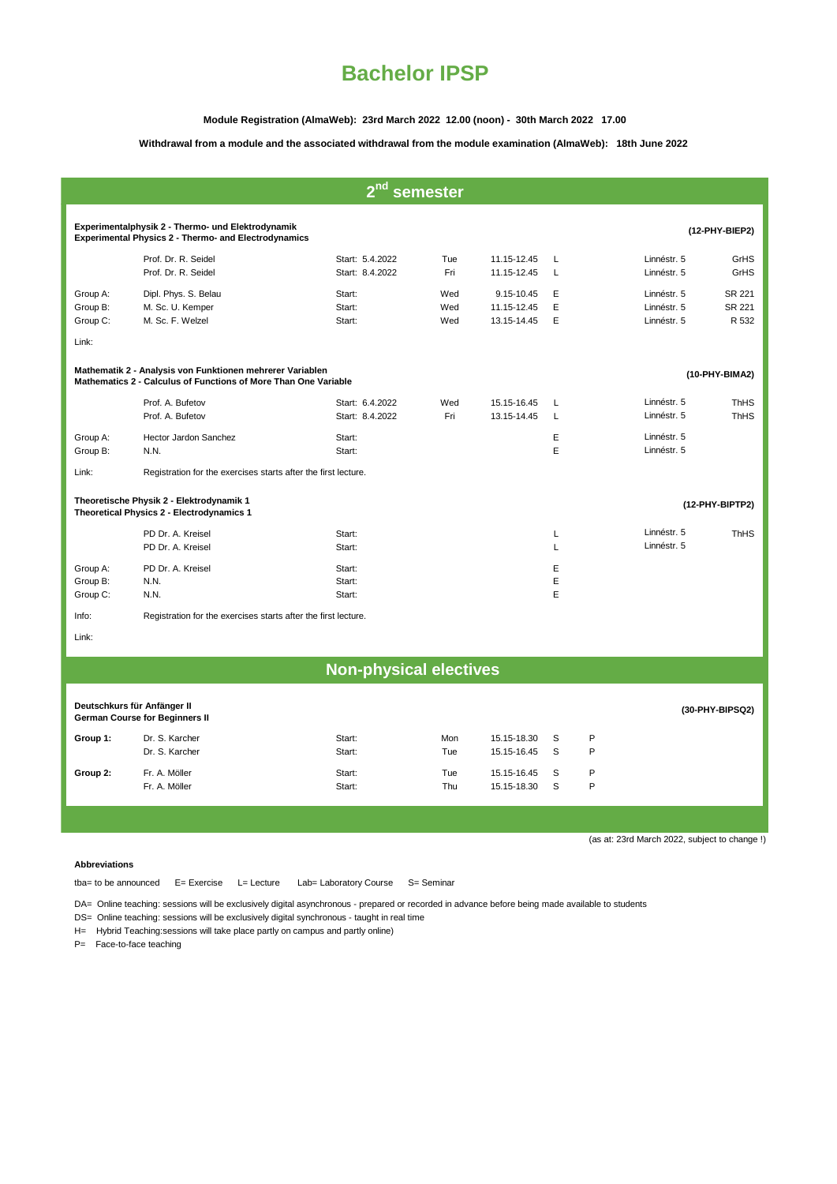# Bachelor IPSP

**Module Registration (AlmaWeb): 23rd March 2022 12.00 (noon) - 30th March 2022 17.00**

**Withdrawal from a module and the associated withdrawal from the module examination (AlmaWeb): 18th June 2022**

## 2nd semester

**Experimentalphysik 2 - Thermo- und Elektrodynamik**
**Experimental Physics 2 - Thermo- and Electrodynamics** **(12-PHY-BIEP2)**

| | | | | | | | | |
|---|---|---|---|---|---|---|---|---|
| | Prof. Dr. R. Seidel | Start: 5.4.2022 | Tue | 11.15-12.45 | L | | Linnéstr. 5 | GrHS |
| | Prof. Dr. R. Seidel | Start: 8.4.2022 | Fri | 11.15-12.45 | L | | Linnéstr. 5 | GrHS |
| Group A: | Dipl. Phys. S. Belau | Start: | Wed | 9.15-10.45 | E | | Linnéstr. 5 | SR 221 |
| Group B: | M. Sc. U. Kemper | Start: | Wed | 11.15-12.45 | E | | Linnéstr. 5 | SR 221 |
| Group C: | M. Sc. F. Welzel | Start: | Wed | 13.15-14.45 | E | | Linnéstr. 5 | R 532 |

Link:

**Mathematik 2 - Analysis von Funktionen mehrerer Variablen**
**Mathematics 2 - Calculus of Functions of More Than One Variable** **(10-PHY-BIMA2)**

| | | | | | | | | |
|---|---|---|---|---|---|---|---|---|
| | Prof. A. Bufetov | Start: 6.4.2022 | Wed | 15.15-16.45 | L | | Linnéstr. 5 | ThHS |
| | Prof. A. Bufetov | Start: 8.4.2022 | Fri | 13.15-14.45 | L | | Linnéstr. 5 | ThHS |
| Group A: | Hector Jardon Sanchez | Start: | | | E | | Linnéstr. 5 | |
| Group B: | N.N. | Start: | | | E | | Linnéstr. 5 | |

Link: Registration for the exercises starts after the first lecture.

**Theoretische Physik 2 - Elektrodynamik 1**
**Theoretical Physics 2 - Electrodynamics 1** **(12-PHY-BIPTP2)**

| | | | | | | | | |
|---|---|---|---|---|---|---|---|---|
| | PD Dr. A. Kreisel | Start: | | | L | | Linnéstr. 5 | ThHS |
| | PD Dr. A. Kreisel | Start: | | | L | | Linnéstr. 5 | |
| Group A: | PD Dr. A. Kreisel | Start: | | | E | | | |
| Group B: | N.N. | Start: | | | E | | | |
| Group C: | N.N. | Start: | | | E | | | |

Info: Registration for the exercises starts after the first lecture.

Link:

## Non-physical electives

**Deutschkurs für Anfänger II**
**German Course for Beginners II** **(30-PHY-BIPSQ2)**

| | | | | | | |
|---|---|---|---|---|---|---|
| **Group 1:** | Dr. S. Karcher | Start: | Mon | 15.15-18.30 | S | P |
| | Dr. S. Karcher | Start: | Tue | 15.15-16.45 | S | P |
| **Group 2:** | Fr. A. Möller | Start: | Tue | 15.15-16.45 | S | P |
| | Fr. A. Möller | Start: | Thu | 15.15-18.30 | S | P |

(as at: 23rd March 2022, subject to change !)

**Abbreviations**

tba= to be announced E= Exercise L= Lecture Lab= Laboratory Course S= Seminar

DA= Online teaching: sessions will be exclusively digital asynchronous - prepared or recorded in advance before being made available to students

DS= Online teaching: sessions will be exclusively digital synchronous - taught in real time

H= Hybrid Teaching:sessions will take place partly on campus and partly online)

P= Face-to-face teaching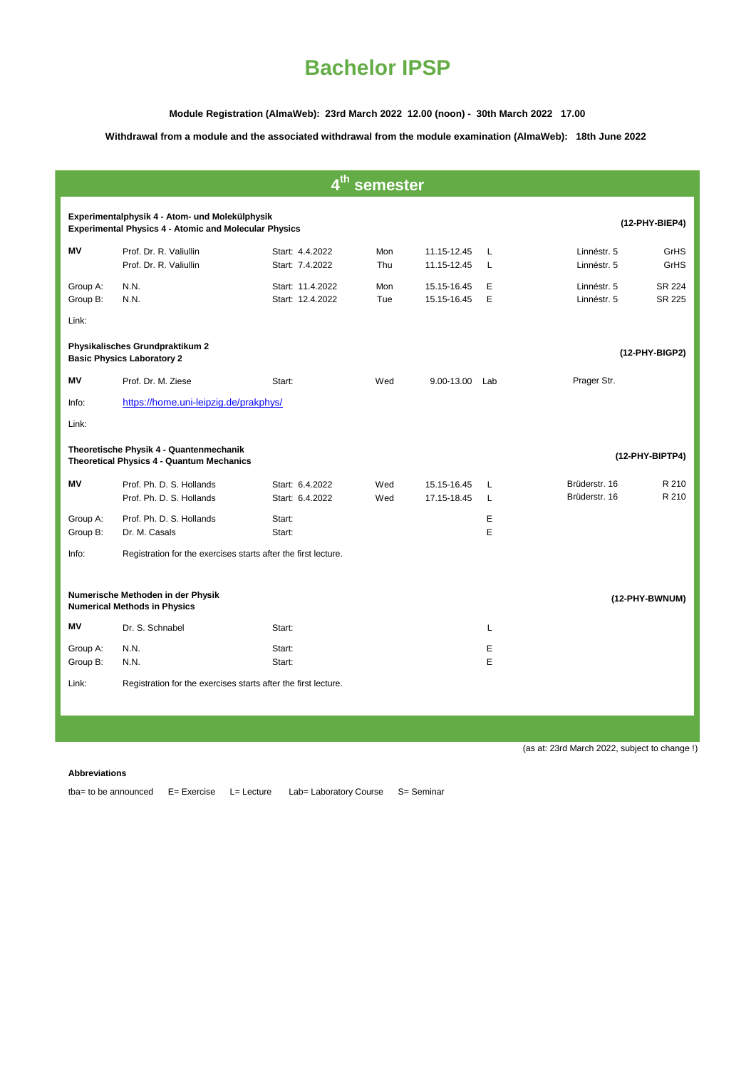# Bachelor IPSP

**Module Registration (AlmaWeb): 23rd March 2022 12.00 (noon) - 30th March 2022 17.00**

**Withdrawal from a module and the associated withdrawal from the module examination (AlmaWeb): 18th June 2022**

## 4th semester

### Experimentalphysik 4 - Atom- und Molekülphysik / Experimental Physics 4 - Atomic and Molecular Physics (12-PHY-BIEP4)

| | | | | | | | |
|---|---|---|---|---|---|---|---|
| **MV** | Prof. Dr. R. Valiullin | Start: 4.4.2022 | Mon | 11.15-12.45 | L | Linnéstr. 5 | GrHS |
| | Prof. Dr. R. Valiullin | Start: 7.4.2022 | Thu | 11.15-12.45 | L | Linnéstr. 5 | GrHS |
| Group A: | N.N. | Start: 11.4.2022 | Mon | 15.15-16.45 | E | Linnéstr. 5 | SR 224 |
| Group B: | N.N. | Start: 12.4.2022 | Tue | 15.15-16.45 | E | Linnéstr. 5 | SR 225 |
| Link: | | | | | | | |

### Physikalisches Grundpraktikum 2 / Basic Physics Laboratory 2 (12-PHY-BIGP2)

| | | | | | | | |
|---|---|---|---|---|---|---|---|
| **MV** | Prof. Dr. M. Ziese | Start: | Wed | 9.00-13.00 | Lab | Prager Str. | |
| Info: | [https://home.uni-leipzig.de/prakphys/](https://home.uni-leipzig.de/prakphys/) | | | | | | |
| Link: | | | | | | | |

### Theoretische Physik 4 - Quantenmechanik / Theoretical Physics 4 - Quantum Mechanics (12-PHY-BIPTP4)

| | | | | | | | |
|---|---|---|---|---|---|---|---|
| **MV** | Prof. Ph. D. S. Hollands | Start: 6.4.2022 | Wed | 15.15-16.45 | L | Brüderstr. 16 | R 210 |
| | Prof. Ph. D. S. Hollands | Start: 6.4.2022 | Wed | 17.15-18.45 | L | Brüderstr. 16 | R 210 |
| Group A: | Prof. Ph. D. S. Hollands | Start: | | | E | | |
| Group B: | Dr. M. Casals | Start: | | | E | | |
| Info: | Registration for the exercises starts after the first lecture. | | | | | | |

### Numerische Methoden in der Physik / Numerical Methods in Physics (12-PHY-BWNUM)

| | | | | | | | |
|---|---|---|---|---|---|---|---|
| **MV** | Dr. S. Schnabel | Start: | | | L | | |
| Group A: | N.N. | Start: | | | E | | |
| Group B: | N.N. | Start: | | | E | | |
| Link: | Registration for the exercises starts after the first lecture. | | | | | | |

(as at: 23rd March 2022, subject to change !)

**Abbreviations**

tba= to be announced E= Exercise L= Lecture Lab= Laboratory Course S= Seminar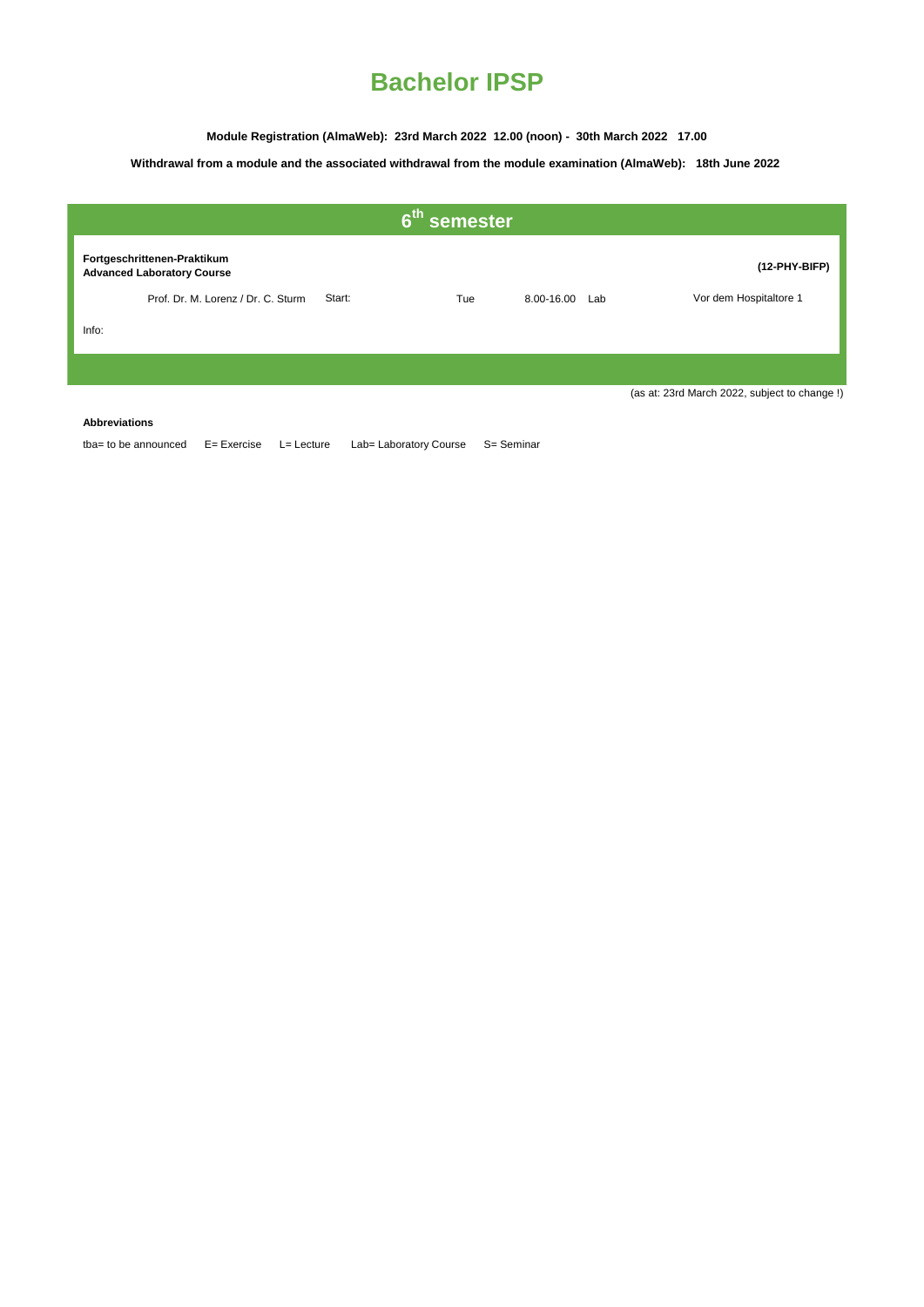# Bachelor IPSP

**Module Registration (AlmaWeb): 23rd March 2022 12.00 (noon) - 30th March 2022 17.00**

**Withdrawal from a module and the associated withdrawal from the module examination (AlmaWeb): 18th June 2022**

## 6th semester

**Fortgeschrittenen-Praktikum**
**Advanced Laboratory Course** **(12-PHY-BIFP)**

| Lecturer | Start: | Day | Time | Type | Room |
|---|---|---|---|---|---|
| Prof. Dr. M. Lorenz / Dr. C. Sturm | | Tue | 8.00-16.00 | Lab | Vor dem Hospitaltore 1 |

Info:

(as at: 23rd March 2022, subject to change !)

**Abbreviations**

tba= to be announced  E= Exercise  L= Lecture  Lab= Laboratory Course  S= Seminar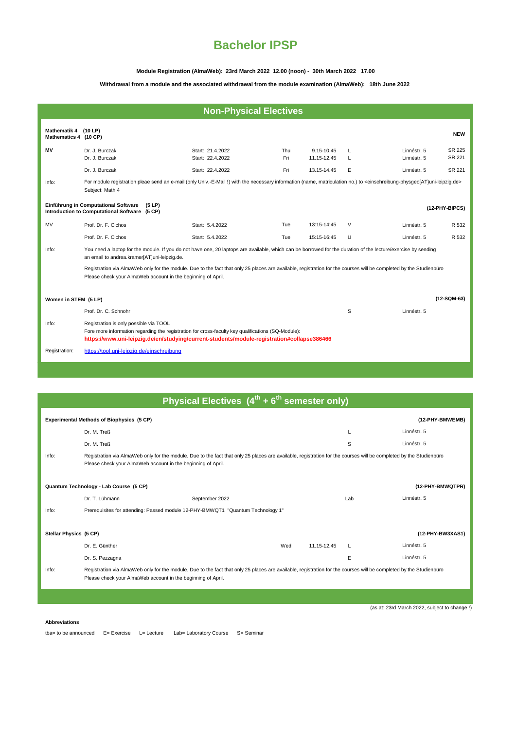# Bachelor IPSP

**Module Registration (AlmaWeb): 23rd March 2022 12.00 (noon) - 30th March 2022 17.00**

**Withdrawal from a module and the associated withdrawal from the module examination (AlmaWeb): 18th June 2022**

## Non-Physical Electives

**Mathematik 4 (10 LP)**
**Mathematics 4 (10 CP)** — **NEW**

| | | | | | | | |
|---|---|---|---|---|---|---|---|
| **MV** | Dr. J. Burczak | Start: 21.4.2022 | Thu | 9.15-10.45 | L | Linnéstr. 5 | SR 225 |
| | Dr. J. Burczak | Start: 22.4.2022 | Fri | 11.15-12.45 | L | Linnéstr. 5 | SR 221 |
| | Dr. J. Burczak | Start: 22.4.2022 | Fri | 13.15-14.45 | E | Linnéstr. 5 | SR 221 |

Info: For module registration pleae send an e-mail (only Univ.-E-Mail !) with the necessary information (name, matriculation no.) to <einschreibung-physgeo[AT]uni-leipzig.de> Subject: Math 4

**Einführung in Computational Software (5 LP)**
**Introduction to Computational Software (5 CP)** — **(12-PHY-BIPCS)**

| | | | | | | | |
|---|---|---|---|---|---|---|---|
| MV | Prof. Dr. F. Cichos | Start: 5.4.2022 | Tue | 13:15-14:45 | V | Linnéstr. 5 | R 532 |
| | Prof. Dr. F. Cichos | Start: 5.4.2022 | Tue | 15:15-16:45 | Ü | Linnéstr. 5 | R 532 |

Info: You need a laptop for the module. If you do not have one, 20 laptops are available, which can be borrowed for the duration of the lecture/exercise by sending an email to andrea.kramer[AT]uni-leipzig.de.

Registration via AlmaWeb only for the module. Due to the fact that only 25 places are available, registration for the courses will be completed by the Studienbüro Please check your AlmaWeb account in the beginning of April.

**Women in STEM (5 LP)** — **(12-SQM-63)**

| | | |
|---|---|---|
| Prof. Dr. C. Schnohr | S | Linnéstr. 5 |

Info: Registration is only possible via TOOL
Fore more information regarding the registration for cross-faculty key qualifications (SQ-Module):
**https://www.uni-leipzig.de/en/studying/current-students/module-registration#collapse386466**

Registration: https://tool.uni-leipzig.de/einschreibung

## Physical Electives ($4^{th}$ + $6^{th}$ semester only)

**Experimental Methods of Biophysics (5 CP)** — **(12-PHY-BMWEMB)**

| | | |
|---|---|---|
| Dr. M. Treß | L | Linnéstr. 5 |
| Dr. M. Treß | S | Linnéstr. 5 |

Info: Registration via AlmaWeb only for the module. Due to the fact that only 25 places are available, registration for the courses will be completed by the Studienbüro Please check your AlmaWeb account in the beginning of April.

**Quantum Technology - Lab Course (5 CP)** — **(12-PHY-BMWQTPR)**

| | | | |
|---|---|---|---|
| Dr. T. Lühmann | September 2022 | Lab | Linnéstr. 5 |

Info: Prerequisites for attending: Passed module 12-PHY-BMWQT1 "Quantum Technology 1"

**Stellar Physics (5 CP)** — **(12-PHY-BW3XAS1)**

| | | | | |
|---|---|---|---|---|
| Dr. E. Günther | Wed | 11.15-12.45 | L | Linnéstr. 5 |
| Dr. S. Pezzagna | | | E | Linnéstr. 5 |

Info: Registration via AlmaWeb only for the module. Due to the fact that only 25 places are available, registration for the courses will be completed by the Studienbüro Please check your AlmaWeb account in the beginning of April.

(as at: 23rd March 2022, subject to change !)

**Abbreviations**

tba= to be announced E= Exercise L= Lecture Lab= Laboratory Course S= Seminar